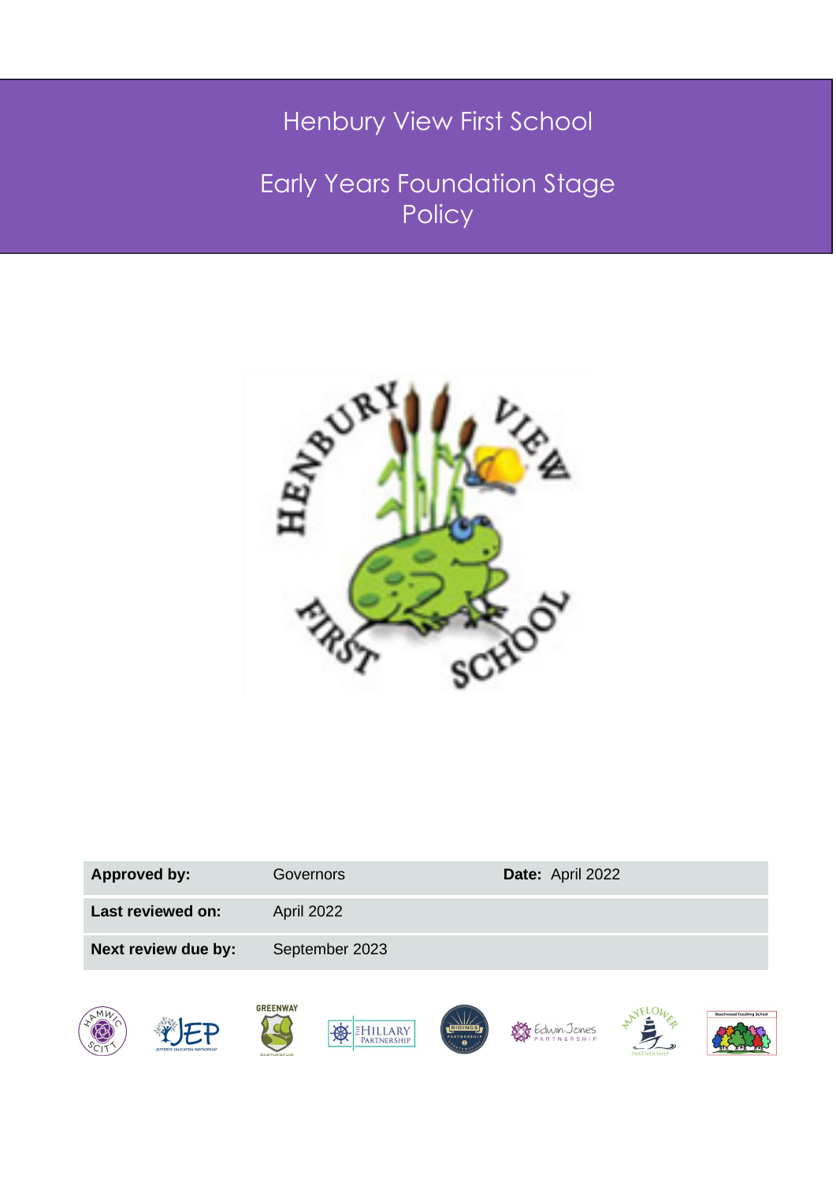# Henbury View First School

# Early Years Foundation Stage Policy

| **Approved by:** | Governors | **Date:** April 2022 |
|---|---|---|
| **Last reviewed on:** | April 2022 | |
| **Next review due by:** | September 2023 | |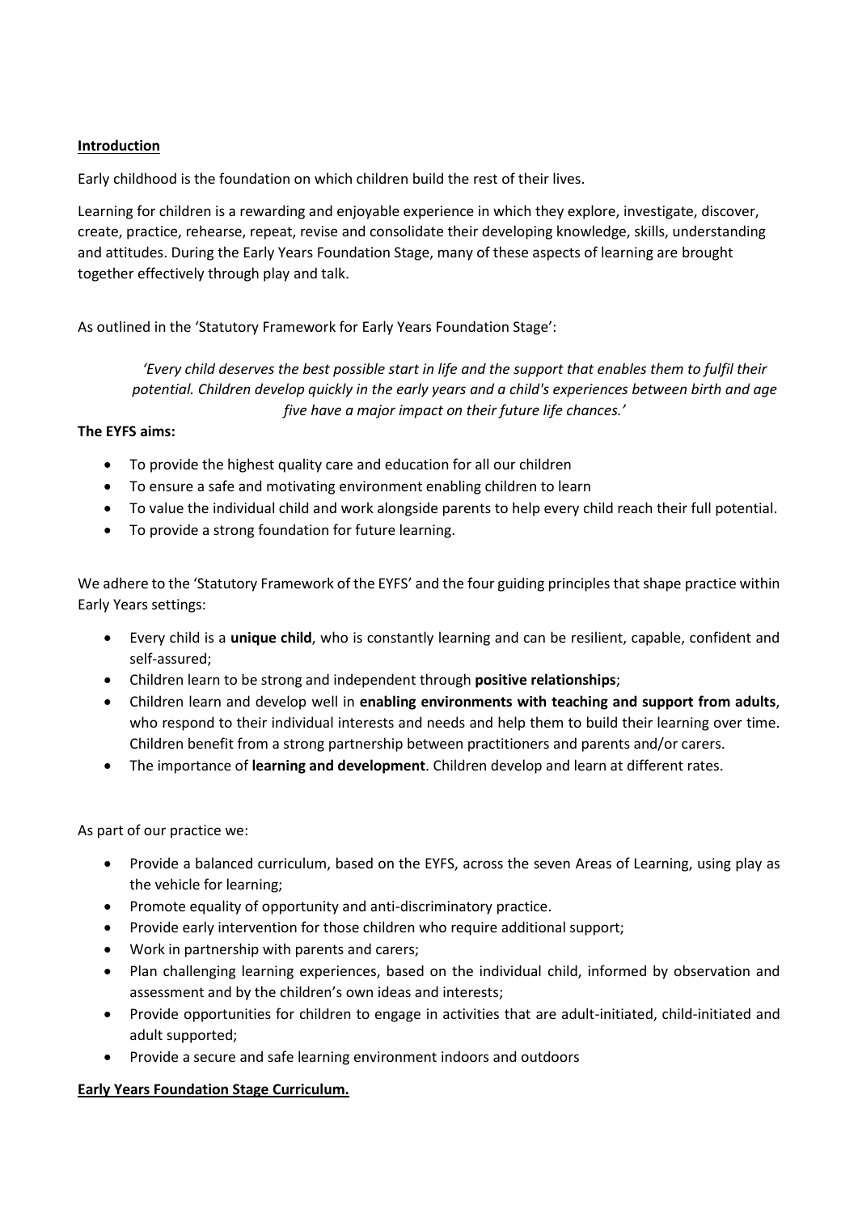**Introduction**

Early childhood is the foundation on which children build the rest of their lives.

Learning for children is a rewarding and enjoyable experience in which they explore, investigate, discover, create, practice, rehearse, repeat, revise and consolidate their developing knowledge, skills, understanding and attitudes. During the Early Years Foundation Stage, many of these aspects of learning are brought together effectively through play and talk.

As outlined in the 'Statutory Framework for Early Years Foundation Stage':

> *'Every child deserves the best possible start in life and the support that enables them to fulfil their potential. Children develop quickly in the early years and a child's experiences between birth and age five have a major impact on their future life chances.'*

**The EYFS aims:**

- To provide the highest quality care and education for all our children
- To ensure a safe and motivating environment enabling children to learn
- To value the individual child and work alongside parents to help every child reach their full potential.
- To provide a strong foundation for future learning.

We adhere to the 'Statutory Framework of the EYFS' and the four guiding principles that shape practice within Early Years settings:

- Every child is a **unique child**, who is constantly learning and can be resilient, capable, confident and self-assured;
- Children learn to be strong and independent through **positive relationships**;
- Children learn and develop well in **enabling environments with teaching and support from adults**, who respond to their individual interests and needs and help them to build their learning over time. Children benefit from a strong partnership between practitioners and parents and/or carers.
- The importance of **learning and development**. Children develop and learn at different rates.

As part of our practice we:

- Provide a balanced curriculum, based on the EYFS, across the seven Areas of Learning, using play as the vehicle for learning;
- Promote equality of opportunity and anti-discriminatory practice.
- Provide early intervention for those children who require additional support;
- Work in partnership with parents and carers;
- Plan challenging learning experiences, based on the individual child, informed by observation and assessment and by the children's own ideas and interests;
- Provide opportunities for children to engage in activities that are adult-initiated, child-initiated and adult supported;
- Provide a secure and safe learning environment indoors and outdoors

**Early Years Foundation Stage Curriculum.**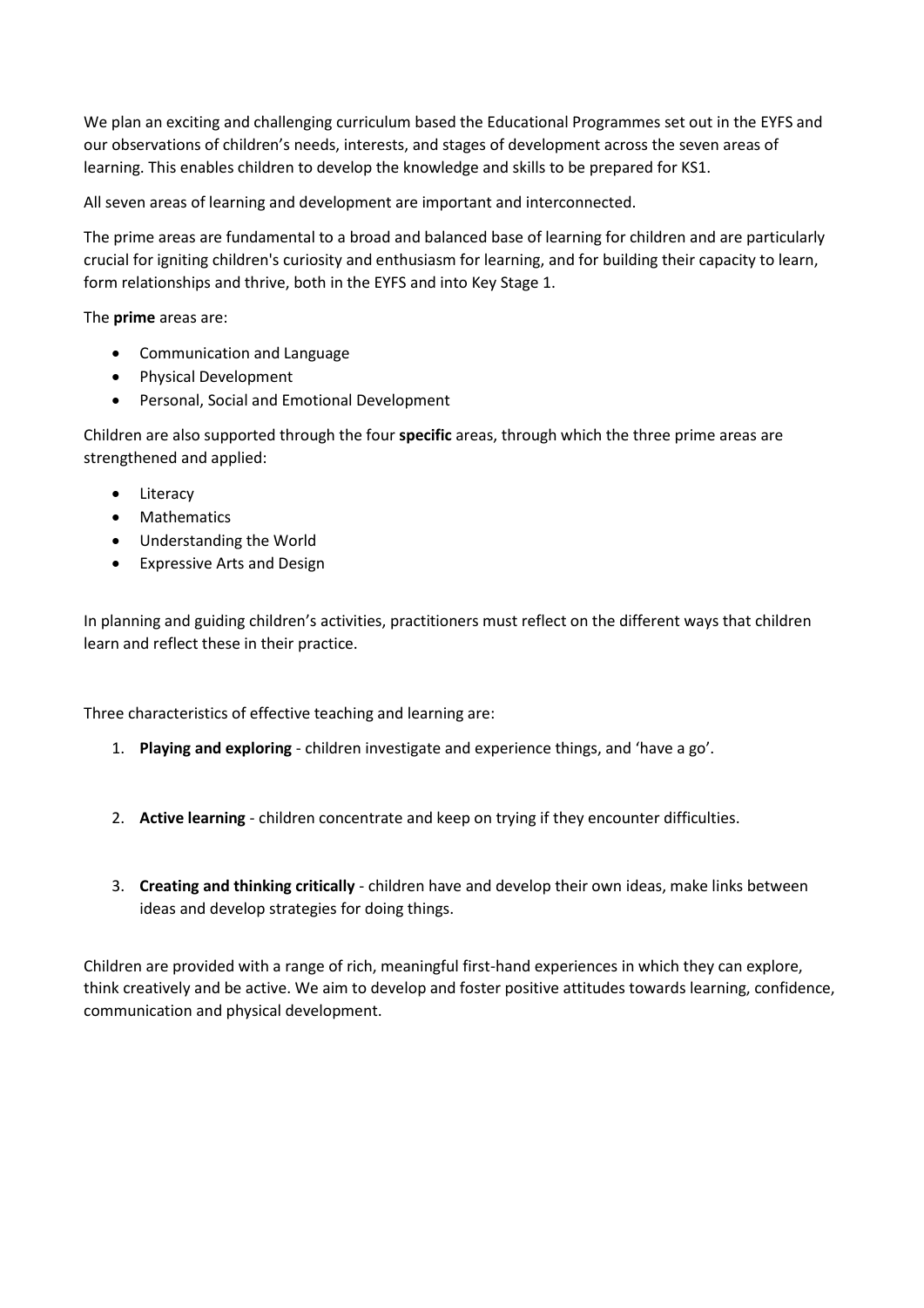We plan an exciting and challenging curriculum based the Educational Programmes set out in the EYFS and our observations of children's needs, interests, and stages of development across the seven areas of learning. This enables children to develop the knowledge and skills to be prepared for KS1.

All seven areas of learning and development are important and interconnected.

The prime areas are fundamental to a broad and balanced base of learning for children and are particularly crucial for igniting children's curiosity and enthusiasm for learning, and for building their capacity to learn, form relationships and thrive, both in the EYFS and into Key Stage 1.

The **prime** areas are:

- Communication and Language
- Physical Development
- Personal, Social and Emotional Development

Children are also supported through the four **specific** areas, through which the three prime areas are strengthened and applied:

- Literacy
- Mathematics
- Understanding the World
- Expressive Arts and Design

In planning and guiding children's activities, practitioners must reflect on the different ways that children learn and reflect these in their practice.

Three characteristics of effective teaching and learning are:

1. **Playing and exploring** - children investigate and experience things, and 'have a go'.
2. **Active learning** - children concentrate and keep on trying if they encounter difficulties.
3. **Creating and thinking critically** - children have and develop their own ideas, make links between ideas and develop strategies for doing things.

Children are provided with a range of rich, meaningful first-hand experiences in which they can explore, think creatively and be active. We aim to develop and foster positive attitudes towards learning, confidence, communication and physical development.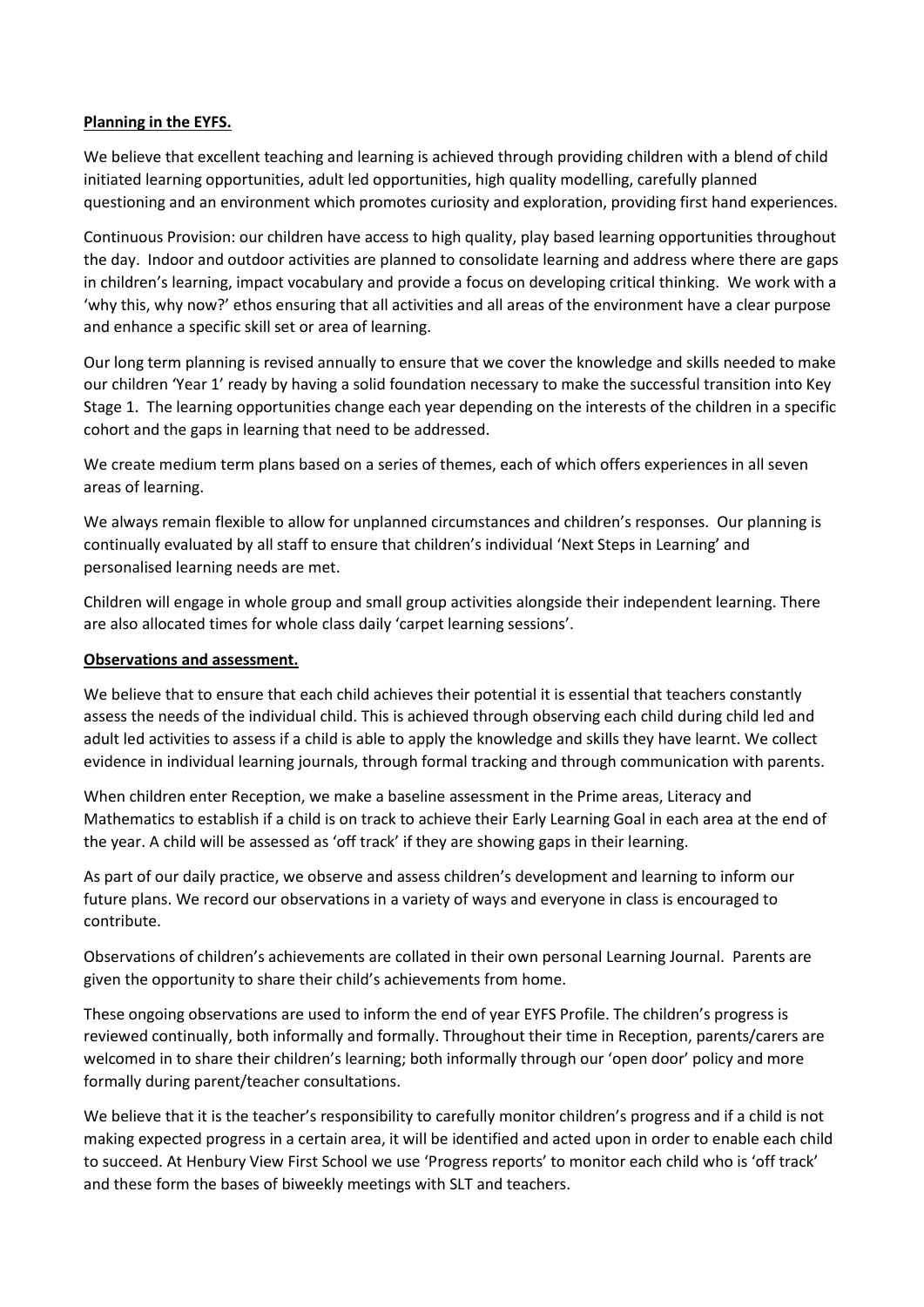**Planning in the EYFS.**

We believe that excellent teaching and learning is achieved through providing children with a blend of child initiated learning opportunities, adult led opportunities, high quality modelling, carefully planned questioning and an environment which promotes curiosity and exploration, providing first hand experiences.

Continuous Provision: our children have access to high quality, play based learning opportunities throughout the day. Indoor and outdoor activities are planned to consolidate learning and address where there are gaps in children's learning, impact vocabulary and provide a focus on developing critical thinking. We work with a 'why this, why now?' ethos ensuring that all activities and all areas of the environment have a clear purpose and enhance a specific skill set or area of learning.

Our long term planning is revised annually to ensure that we cover the knowledge and skills needed to make our children 'Year 1' ready by having a solid foundation necessary to make the successful transition into Key Stage 1. The learning opportunities change each year depending on the interests of the children in a specific cohort and the gaps in learning that need to be addressed.

We create medium term plans based on a series of themes, each of which offers experiences in all seven areas of learning.

We always remain flexible to allow for unplanned circumstances and children's responses. Our planning is continually evaluated by all staff to ensure that children's individual 'Next Steps in Learning' and personalised learning needs are met.

Children will engage in whole group and small group activities alongside their independent learning. There are also allocated times for whole class daily 'carpet learning sessions'.

**Observations and assessment.**

We believe that to ensure that each child achieves their potential it is essential that teachers constantly assess the needs of the individual child. This is achieved through observing each child during child led and adult led activities to assess if a child is able to apply the knowledge and skills they have learnt. We collect evidence in individual learning journals, through formal tracking and through communication with parents.

When children enter Reception, we make a baseline assessment in the Prime areas, Literacy and Mathematics to establish if a child is on track to achieve their Early Learning Goal in each area at the end of the year. A child will be assessed as 'off track' if they are showing gaps in their learning.

As part of our daily practice, we observe and assess children's development and learning to inform our future plans. We record our observations in a variety of ways and everyone in class is encouraged to contribute.

Observations of children's achievements are collated in their own personal Learning Journal. Parents are given the opportunity to share their child's achievements from home.

These ongoing observations are used to inform the end of year EYFS Profile. The children's progress is reviewed continually, both informally and formally. Throughout their time in Reception, parents/carers are welcomed in to share their children's learning; both informally through our 'open door' policy and more formally during parent/teacher consultations.

We believe that it is the teacher's responsibility to carefully monitor children's progress and if a child is not making expected progress in a certain area, it will be identified and acted upon in order to enable each child to succeed. At Henbury View First School we use 'Progress reports' to monitor each child who is 'off track' and these form the bases of biweekly meetings with SLT and teachers.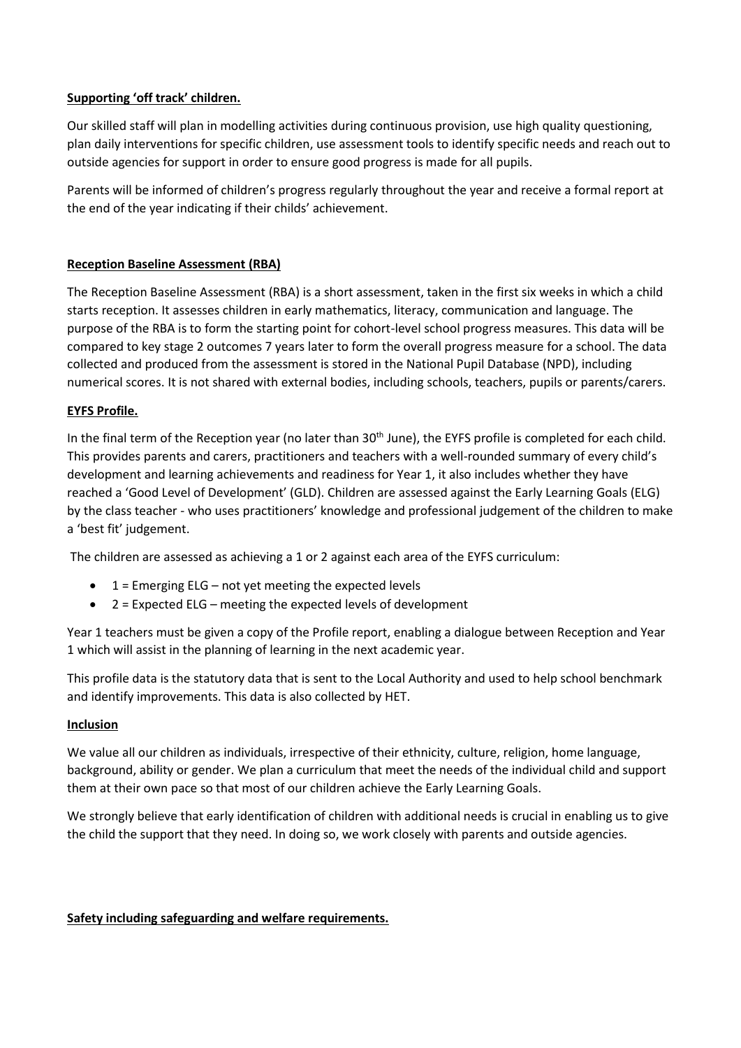**Supporting 'off track' children.**

Our skilled staff will plan in modelling activities during continuous provision, use high quality questioning, plan daily interventions for specific children, use assessment tools to identify specific needs and reach out to outside agencies for support in order to ensure good progress is made for all pupils.

Parents will be informed of children's progress regularly throughout the year and receive a formal report at the end of the year indicating if their childs' achievement.

**Reception Baseline Assessment (RBA)**

The Reception Baseline Assessment (RBA) is a short assessment, taken in the first six weeks in which a child starts reception. It assesses children in early mathematics, literacy, communication and language. The purpose of the RBA is to form the starting point for cohort-level school progress measures. This data will be compared to key stage 2 outcomes 7 years later to form the overall progress measure for a school. The data collected and produced from the assessment is stored in the National Pupil Database (NPD), including numerical scores. It is not shared with external bodies, including schools, teachers, pupils or parents/carers.

**EYFS Profile.**

In the final term of the Reception year (no later than 30th June), the EYFS profile is completed for each child. This provides parents and carers, practitioners and teachers with a well-rounded summary of every child's development and learning achievements and readiness for Year 1, it also includes whether they have reached a 'Good Level of Development' (GLD). Children are assessed against the Early Learning Goals (ELG) by the class teacher - who uses practitioners' knowledge and professional judgement of the children to make a 'best fit' judgement.

The children are assessed as achieving a 1 or 2 against each area of the EYFS curriculum:

- 1 = Emerging ELG – not yet meeting the expected levels
- 2 = Expected ELG – meeting the expected levels of development

Year 1 teachers must be given a copy of the Profile report, enabling a dialogue between Reception and Year 1 which will assist in the planning of learning in the next academic year.

This profile data is the statutory data that is sent to the Local Authority and used to help school benchmark and identify improvements. This data is also collected by HET.

**Inclusion**

We value all our children as individuals, irrespective of their ethnicity, culture, religion, home language, background, ability or gender. We plan a curriculum that meet the needs of the individual child and support them at their own pace so that most of our children achieve the Early Learning Goals.

We strongly believe that early identification of children with additional needs is crucial in enabling us to give the child the support that they need. In doing so, we work closely with parents and outside agencies.

**Safety including safeguarding and welfare requirements.**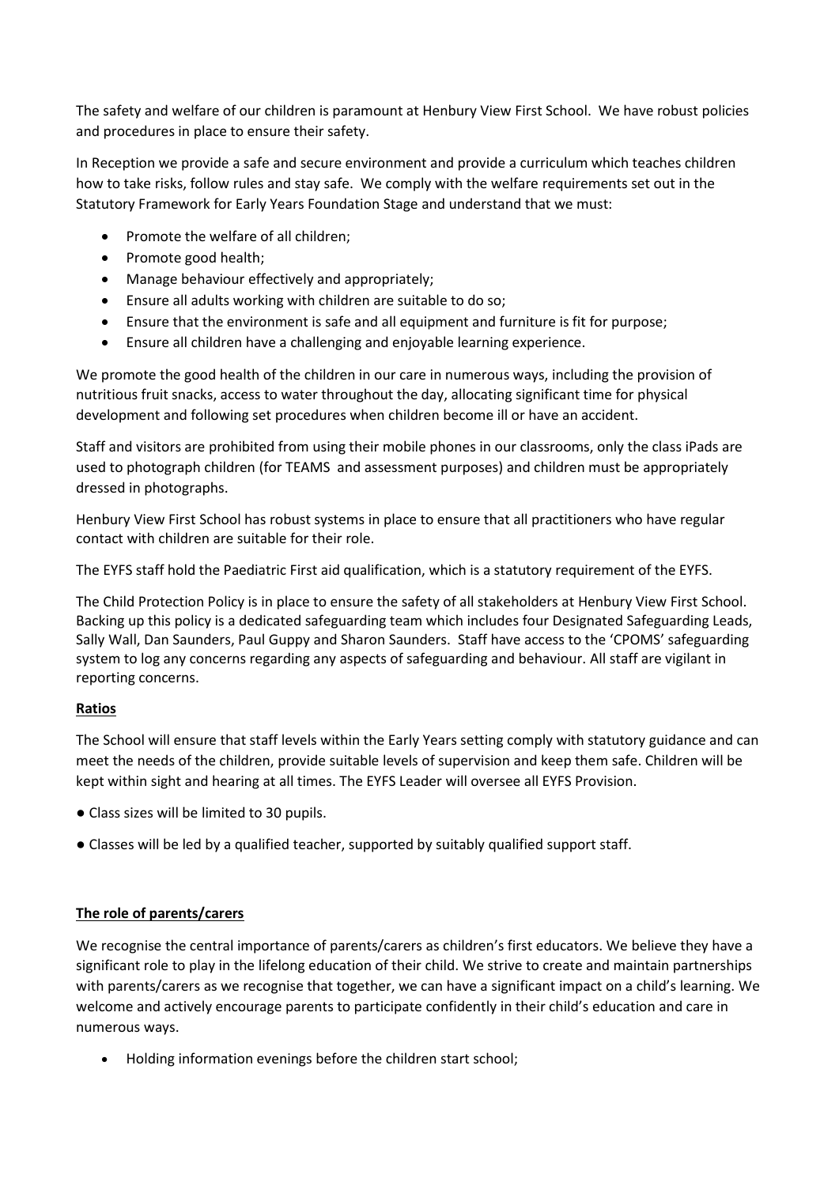The safety and welfare of our children is paramount at Henbury View First School. We have robust policies and procedures in place to ensure their safety.

In Reception we provide a safe and secure environment and provide a curriculum which teaches children how to take risks, follow rules and stay safe. We comply with the welfare requirements set out in the Statutory Framework for Early Years Foundation Stage and understand that we must:

- Promote the welfare of all children;
- Promote good health;
- Manage behaviour effectively and appropriately;
- Ensure all adults working with children are suitable to do so;
- Ensure that the environment is safe and all equipment and furniture is fit for purpose;
- Ensure all children have a challenging and enjoyable learning experience.

We promote the good health of the children in our care in numerous ways, including the provision of nutritious fruit snacks, access to water throughout the day, allocating significant time for physical development and following set procedures when children become ill or have an accident.

Staff and visitors are prohibited from using their mobile phones in our classrooms, only the class iPads are used to photograph children (for TEAMS and assessment purposes) and children must be appropriately dressed in photographs.

Henbury View First School has robust systems in place to ensure that all practitioners who have regular contact with children are suitable for their role.

The EYFS staff hold the Paediatric First aid qualification, which is a statutory requirement of the EYFS.

The Child Protection Policy is in place to ensure the safety of all stakeholders at Henbury View First School. Backing up this policy is a dedicated safeguarding team which includes four Designated Safeguarding Leads, Sally Wall, Dan Saunders, Paul Guppy and Sharon Saunders. Staff have access to the 'CPOMS' safeguarding system to log any concerns regarding any aspects of safeguarding and behaviour. All staff are vigilant in reporting concerns.

**Ratios**

The School will ensure that staff levels within the Early Years setting comply with statutory guidance and can meet the needs of the children, provide suitable levels of supervision and keep them safe. Children will be kept within sight and hearing at all times. The EYFS Leader will oversee all EYFS Provision.

- Class sizes will be limited to 30 pupils.
- Classes will be led by a qualified teacher, supported by suitably qualified support staff.

**The role of parents/carers**

We recognise the central importance of parents/carers as children's first educators. We believe they have a significant role to play in the lifelong education of their child. We strive to create and maintain partnerships with parents/carers as we recognise that together, we can have a significant impact on a child's learning. We welcome and actively encourage parents to participate confidently in their child's education and care in numerous ways.

- Holding information evenings before the children start school;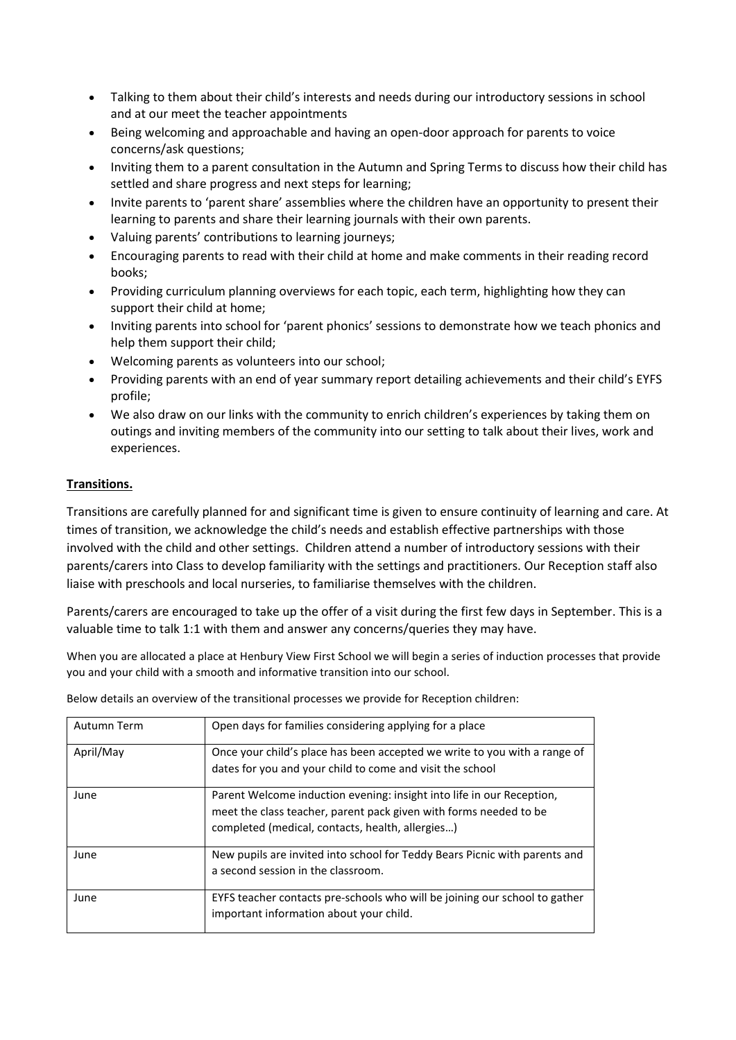- Talking to them about their child's interests and needs during our introductory sessions in school and at our meet the teacher appointments
- Being welcoming and approachable and having an open-door approach for parents to voice concerns/ask questions;
- Inviting them to a parent consultation in the Autumn and Spring Terms to discuss how their child has settled and share progress and next steps for learning;
- Invite parents to 'parent share' assemblies where the children have an opportunity to present their learning to parents and share their learning journals with their own parents.
- Valuing parents' contributions to learning journeys;
- Encouraging parents to read with their child at home and make comments in their reading record books;
- Providing curriculum planning overviews for each topic, each term, highlighting how they can support their child at home;
- Inviting parents into school for 'parent phonics' sessions to demonstrate how we teach phonics and help them support their child;
- Welcoming parents as volunteers into our school;
- Providing parents with an end of year summary report detailing achievements and their child's EYFS profile;
- We also draw on our links with the community to enrich children's experiences by taking them on outings and inviting members of the community into our setting to talk about their lives, work and experiences.

## **Transitions.**

Transitions are carefully planned for and significant time is given to ensure continuity of learning and care. At times of transition, we acknowledge the child's needs and establish effective partnerships with those involved with the child and other settings. Children attend a number of introductory sessions with their parents/carers into Class to develop familiarity with the settings and practitioners. Our Reception staff also liaise with preschools and local nurseries, to familiarise themselves with the children.

Parents/carers are encouraged to take up the offer of a visit during the first few days in September. This is a valuable time to talk 1:1 with them and answer any concerns/queries they may have.

When you are allocated a place at Henbury View First School we will begin a series of induction processes that provide you and your child with a smooth and informative transition into our school.

Below details an overview of the transitional processes we provide for Reception children:

| Autumn Term | Open days for families considering applying for a place |
|---|---|
| April/May | Once your child's place has been accepted we write to you with a range of dates for you and your child to come and visit the school |
| June | Parent Welcome induction evening: insight into life in our Reception, meet the class teacher, parent pack given with forms needed to be completed (medical, contacts, health, allergies…) |
| June | New pupils are invited into school for Teddy Bears Picnic with parents and a second session in the classroom. |
| June | EYFS teacher contacts pre-schools who will be joining our school to gather important information about your child. |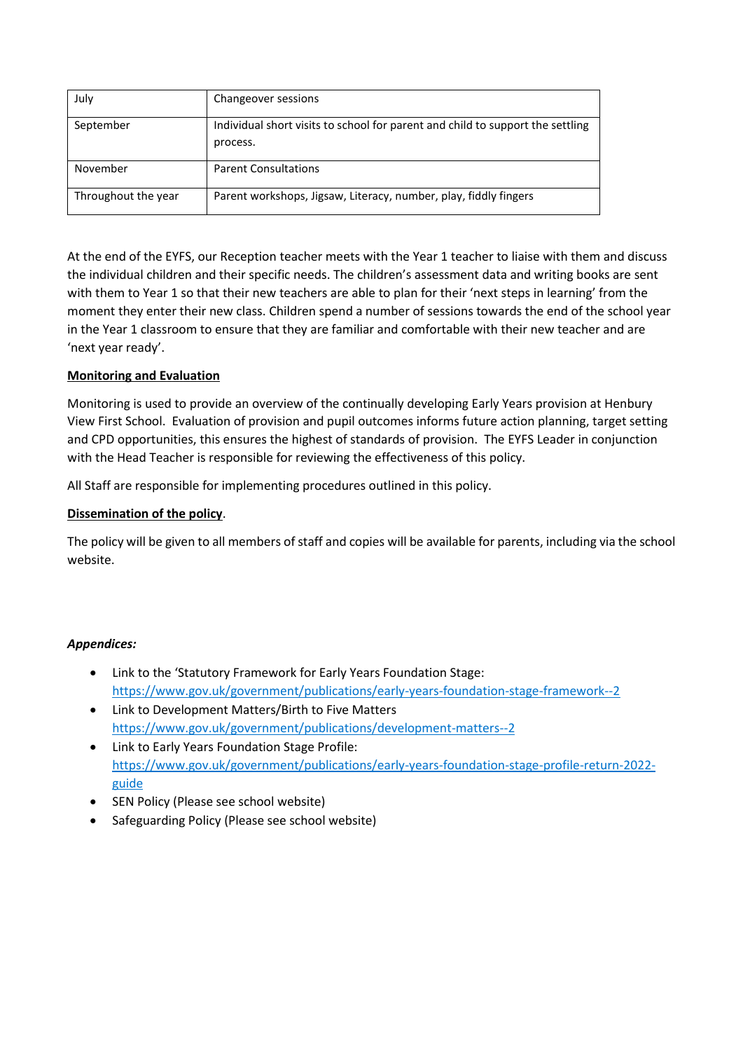| | |
|---|---|
| July | Changeover sessions |
| September | Individual short visits to school for parent and child to support the settling process. |
| November | Parent Consultations |
| Throughout the year | Parent workshops, Jigsaw, Literacy, number, play, fiddly fingers |

At the end of the EYFS, our Reception teacher meets with the Year 1 teacher to liaise with them and discuss the individual children and their specific needs. The children's assessment data and writing books are sent with them to Year 1 so that their new teachers are able to plan for their 'next steps in learning' from the moment they enter their new class. Children spend a number of sessions towards the end of the school year in the Year 1 classroom to ensure that they are familiar and comfortable with their new teacher and are 'next year ready'.

**Monitoring and Evaluation**

Monitoring is used to provide an overview of the continually developing Early Years provision at Henbury View First School. Evaluation of provision and pupil outcomes informs future action planning, target setting and CPD opportunities, this ensures the highest of standards of provision. The EYFS Leader in conjunction with the Head Teacher is responsible for reviewing the effectiveness of this policy.

All Staff are responsible for implementing procedures outlined in this policy.

**Dissemination of the policy**.

The policy will be given to all members of staff and copies will be available for parents, including via the school website.

***Appendices:***

- Link to the 'Statutory Framework for Early Years Foundation Stage: https://www.gov.uk/government/publications/early-years-foundation-stage-framework--2
- Link to Development Matters/Birth to Five Matters https://www.gov.uk/government/publications/development-matters--2
- Link to Early Years Foundation Stage Profile: https://www.gov.uk/government/publications/early-years-foundation-stage-profile-return-2022-guide
- SEN Policy (Please see school website)
- Safeguarding Policy (Please see school website)